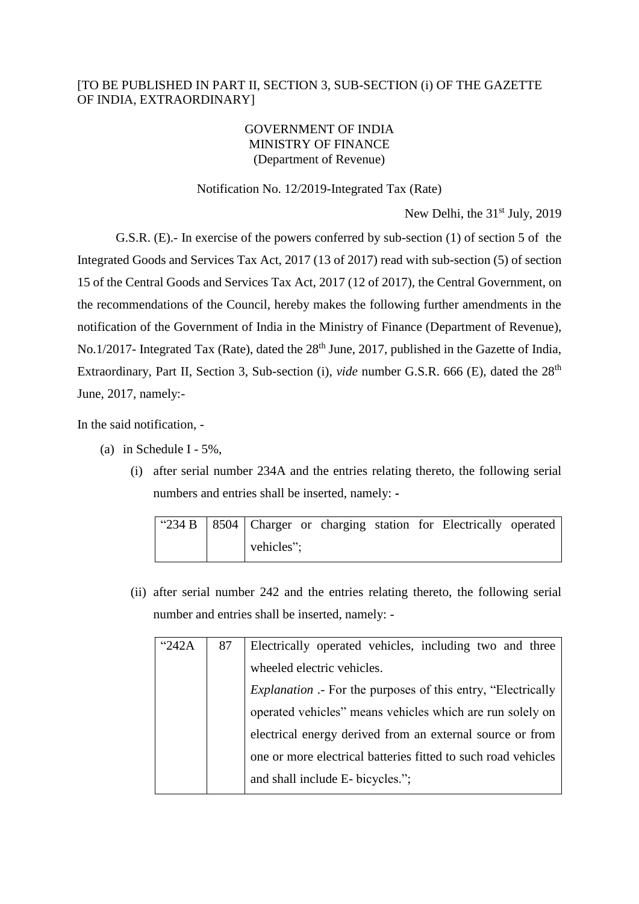[TO BE PUBLISHED IN PART II, SECTION 3, SUB-SECTION (i) OF THE GAZETTE OF INDIA, EXTRAORDINARY]

GOVERNMENT OF INDIA
MINISTRY OF FINANCE
(Department of Revenue)

Notification No. 12/2019-Integrated Tax (Rate)

New Delhi, the 31st July, 2019

G.S.R. (E).- In exercise of the powers conferred by sub-section (1) of section 5 of the Integrated Goods and Services Tax Act, 2017 (13 of 2017) read with sub-section (5) of section 15 of the Central Goods and Services Tax Act, 2017 (12 of 2017), the Central Government, on the recommendations of the Council, hereby makes the following further amendments in the notification of the Government of India in the Ministry of Finance (Department of Revenue), No.1/2017- Integrated Tax (Rate), dated the 28th June, 2017, published in the Gazette of India, Extraordinary, Part II, Section 3, Sub-section (i), *vide* number G.S.R. 666 (E), dated the 28th June, 2017, namely:-

In the said notification, -

(a) in Schedule I - 5%,

(i) after serial number 234A and the entries relating thereto, the following serial numbers and entries shall be inserted, namely: -

| "234 B | 8504 | Charger or charging station for Electrically operated vehicles"; |
|---|---|---|

(ii) after serial number 242 and the entries relating thereto, the following serial number and entries shall be inserted, namely: -

| "242A | 87 | Electrically operated vehicles, including two and three wheeled electric vehicles. <br> *Explanation* .- For the purposes of this entry, "Electrically operated vehicles" means vehicles which are run solely on electrical energy derived from an external source or from one or more electrical batteries fitted to such road vehicles and shall include E- bicycles."; |
|---|---|---|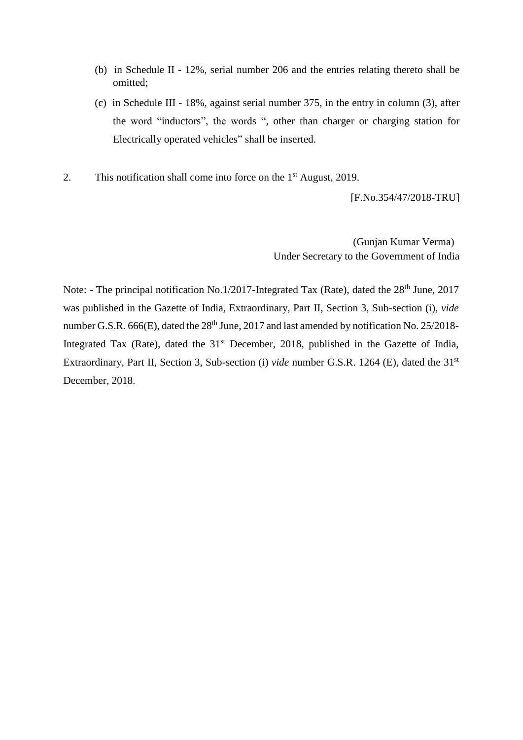(b) in Schedule II - 12%, serial number 206 and the entries relating thereto shall be omitted;

(c) in Schedule III - 18%, against serial number 375, in the entry in column (3), after the word "inductors", the words ", other than charger or charging station for Electrically operated vehicles" shall be inserted.

2. This notification shall come into force on the 1st August, 2019.

[F.No.354/47/2018-TRU]

(Gunjan Kumar Verma)
Under Secretary to the Government of India

Note: - The principal notification No.1/2017-Integrated Tax (Rate), dated the 28th June, 2017 was published in the Gazette of India, Extraordinary, Part II, Section 3, Sub-section (i), *vide* number G.S.R. 666(E), dated the 28th June, 2017 and last amended by notification No. 25/2018-Integrated Tax (Rate), dated the 31st December, 2018, published in the Gazette of India, Extraordinary, Part II, Section 3, Sub-section (i) *vide* number G.S.R. 1264 (E), dated the 31st December, 2018.